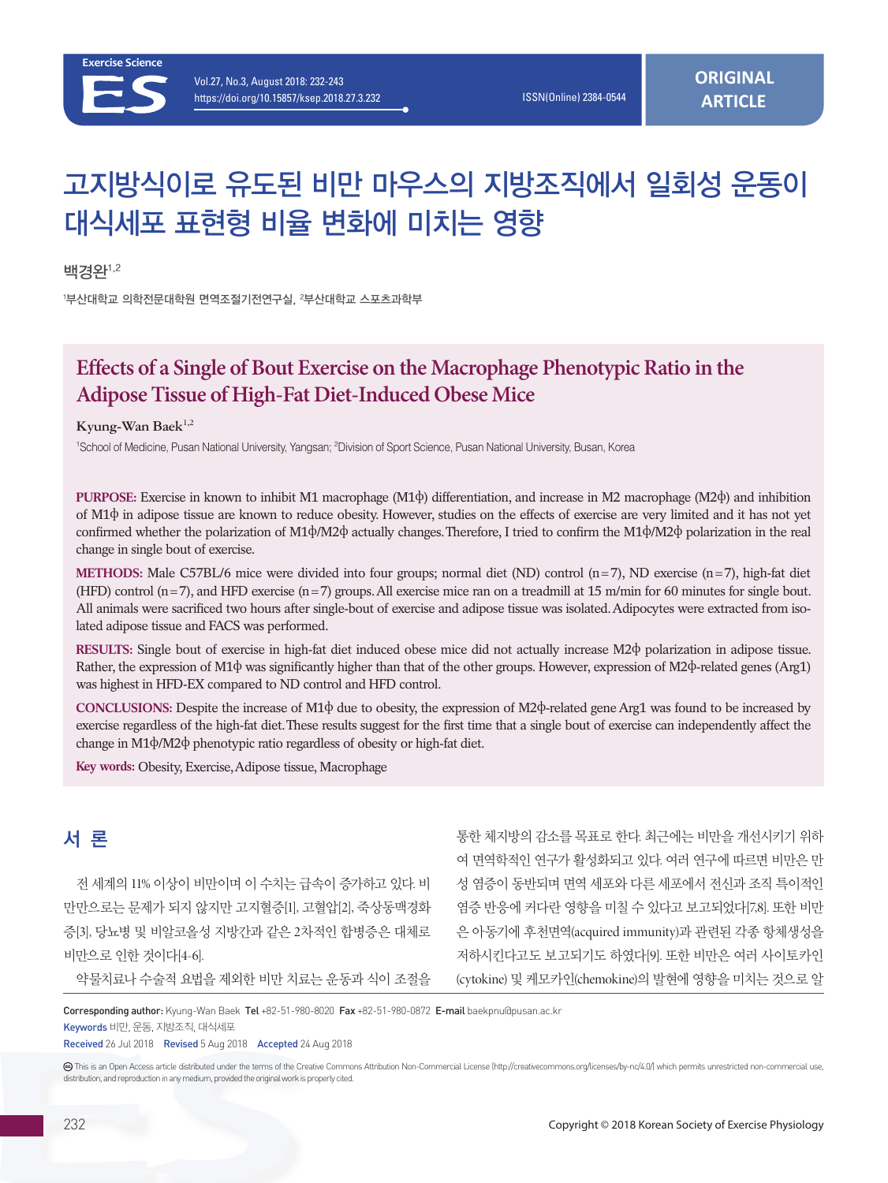ORIGINAL ARTICLE

# 고지방식이로 유도된 비만 마우스의 지방조직에서 일회성 운동이 대식세포 표현형 비율 변화에 미치는 영향

백경완[1,2]

[1]부산대학교 의학전문대학원 면역조절기전연구실, [2]부산대학교 스포츠과학부

## Effects of a Single of Bout Exercise on the Macrophage Phenotypic Ratio in the Adipose Tissue of High-Fat Diet-Induced Obese Mice

Kyung-Wan Baek[1,2]

[1]School of Medicine, Pusan National University, Yangsan; [2]Division of Sport Science, Pusan National University, Busan, Korea

**PURPOSE:** Exercise in known to inhibit M1 macrophage (M1ϕ) differentiation, and increase in M2 macrophage (M2ϕ) and inhibition of M1ϕ in adipose tissue are known to reduce obesity. However, studies on the effects of exercise are very limited and it has not yet confirmed whether the polarization of M1ϕ/M2ϕ actually changes. Therefore, I tried to confirm the M1ϕ/M2ϕ polarization in the real change in single bout of exercise.

**METHODS:** Male C57BL/6 mice were divided into four groups; normal diet (ND) control (n=7), ND exercise (n=7), high-fat diet (HFD) control (n=7), and HFD exercise (n=7) groups. All exercise mice ran on a treadmill at 15 m/min for 60 minutes for single bout. All animals were sacrificed two hours after single-bout of exercise and adipose tissue was isolated. Adipocytes were extracted from isolated adipose tissue and FACS was performed.

**RESULTS:** Single bout of exercise in high-fat diet induced obese mice did not actually increase M2ϕ polarization in adipose tissue. Rather, the expression of M1ϕ was significantly higher than that of the other groups. However, expression of M2ϕ-related genes (Arg1) was highest in HFD-EX compared to ND control and HFD control.

**CONCLUSIONS:** Despite the increase of M1ϕ due to obesity, the expression of M2ϕ-related gene Arg1 was found to be increased by exercise regardless of the high-fat diet. These results suggest for the first time that a single bout of exercise can independently affect the change in M1ϕ/M2ϕ phenotypic ratio regardless of obesity or high-fat diet.

**Key words:** Obesity, Exercise, Adipose tissue, Macrophage

## 서 론

전 세계의 11% 이상이 비만이며 이 수치는 급속이 증가하고 있다. 비만만으로는 문제가 되지 않지만 고지혈증[1], 고혈압[2], 죽상동맥경화증[3], 당뇨병 및 비알코올성 지방간과 같은 2차적인 합병증은 대체로 비만으로 인한 것이다[4-6].

약물치료나 수술적 요법을 제외한 비만 치료는 운동과 식이 조절을 통한 체지방의 감소를 목표로 한다. 최근에는 비만을 개선시키기 위하여 면역학적인 연구가 활성화되고 있다. 여러 연구에 따르면 비만은 만성 염증이 동반되며 면역 세포와 다른 세포에서 전신과 조직 특이적인 염증 반응에 커다란 영향을 미칠 수 있다고 보고되었다[7,8]. 또한 비만은 아동기에 후천면역(acquired immunity)과 관련된 각종 항체생성을 저하시킨다고도 보고되기도 하였다[9]. 또한 비만은 여러 사이토카인(cytokine) 및 케모카인(chemokine)의 발현에 영향을 미치는 것으로 알

Corresponding author: Kyung-Wan Baek **Tel** +82-51-980-8020 **Fax** +82-51-980-0872 **E-mail** baekpnu@pusan.ac.kr

Keywords 비만, 운동, 지방조직, 대식세포

Received 26 Jul 2018 Revised 5 Aug 2018 Accepted 24 Aug 2018

This is an Open Access article distributed under the terms of the Creative Commons Attribution Non-Commercial License (http://creativecommons.org/licenses/by-nc/4.0/) which permits unrestricted non-commercial use, distribution, and reproduction in any medium, provided the original work is properly cited.

Copyright © 2018 Korean Society of Exercise Physiology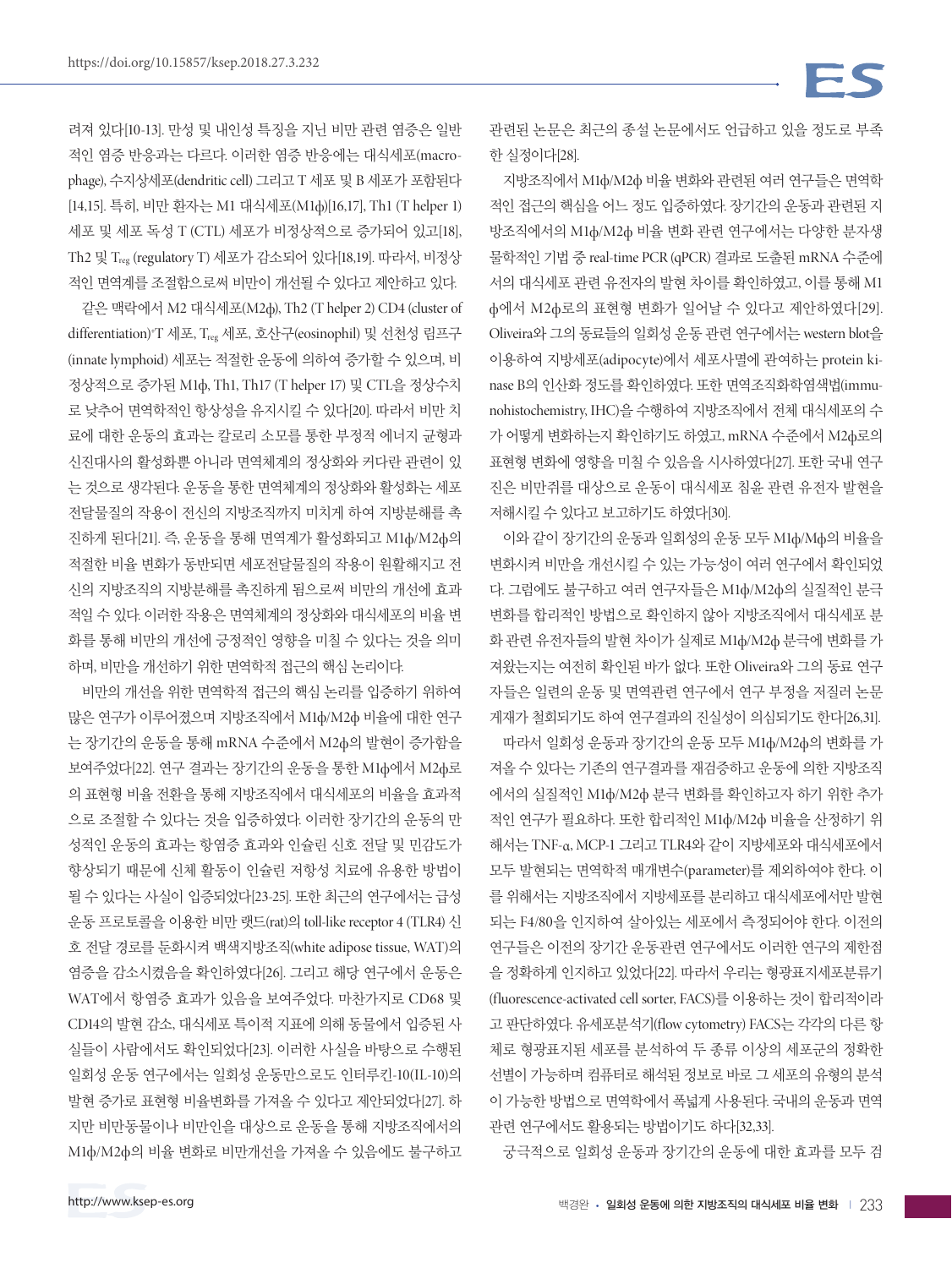려져 있다[10-13]. 만성 및 내인성 특징을 지닌 비만 관련 염증은 일반적인 염증 반응과는 다르다. 이러한 염증 반응에는 대식세포(macrophage), 수지상세포(dendritic cell) 그리고 T 세포 및 B 세포가 포함된다[14,15]. 특히, 비만 환자는 M1 대식세포(M1ф)[16,17], Th1 (T helper 1) 세포 및 세포 독성 T (CTL) 세포가 비정상적으로 증가되어 있고[18], Th2 및 $T_{reg}$ (regulatory T) 세포가 감소되어 있다[18,19]. 따라서, 비정상적인 면역계를 조절함으로써 비만이 개선될 수 있다고 제안하고 있다.

같은 맥락에서 M2 대식세포(M2ф), Th2 (T helper 2) CD4 (cluster of differentiation)$^+$T 세포, $T_{reg}$ 세포, 호산구(eosinophil) 및 선천성 림프구(innate lymphoid) 세포는 적절한 운동에 의하여 증가할 수 있으며, 비정상적으로 증가된 M1ф, Th1, Th17 (T helper 17) 및 CTL을 정상수치로 낮추어 면역학적인 항상성을 유지시킬 수 있다[20]. 따라서 비만 치료에 대한 운동의 효과는 칼로리 소모를 통한 부정적 에너지 균형과 신진대사의 활성화뿐 아니라 면역체계의 정상화와 커다란 관련이 있는 것으로 생각된다. 운동을 통한 면역체계의 정상화와 활성화는 세포전달물질의 작용이 전신의 지방조직까지 미치게 하여 지방분해를 촉진하게 된다[21]. 즉, 운동을 통해 면역계가 활성화되고 M1ф/M2ф의 적절한 비율 변화가 동반되면 세포전달물질의 작용이 원활해지고 전신의 지방조직의 지방분해를 촉진하게 됨으로써 비만의 개선에 효과적일 수 있다. 이러한 작용은 면역체계의 정상화와 대식세포의 비율 변화를 통해 비만의 개선에 긍정적인 영향을 미칠 수 있다는 것을 의미하며, 비만을 개선하기 위한 면역학적 접근의 핵심 논리이다.

비만의 개선을 위한 면역학적 접근의 핵심 논리를 입증하기 위하여 많은 연구가 이루어졌으며 지방조직에서 M1ф/M2ф 비율에 대한 연구는 장기간의 운동을 통해 mRNA 수준에서 M2ф의 발현이 증가함을 보여주었다[22]. 연구 결과는 장기간의 운동을 통한 M1ф에서 M2ф로의 표현형 비율 전환을 통해 지방조직에서 대식세포의 비율을 효과적으로 조절할 수 있다는 것을 입증하였다. 이러한 장기간의 운동의 만성적인 운동의 효과는 항염증 효과와 인슐린 신호 전달 및 민감도가 향상되기 때문에 신체 활동이 인슐린 저항성 치료에 유용한 방법이 될 수 있다는 사실이 입증되었다[23-25]. 또한 최근의 연구에서는 급성 운동 프로토콜을 이용한 비만 랫드(rat)의 toll-like receptor 4 (TLR4) 신호 전달 경로를 둔화시켜 백색지방조직(white adipose tissue, WAT)의 염증을 감소시켰음을 확인하였다[26]. 그리고 해당 연구에서 운동은 WAT에서 항염증 효과가 있음을 보여주었다. 마찬가지로 CD68 및 CD14의 발현 감소, 대식세포 특이적 지표에 의해 동물에서 입증된 사실들이 사람에서도 확인되었다[23]. 이러한 사실을 바탕으로 수행된 일회성 운동 연구에서는 일회성 운동만으로도 인터루킨-10(IL-10)의 발현 증가로 표현형 비율변화를 가져올 수 있다고 제안되었다[27]. 하지만 비만동물이나 비만인을 대상으로 운동을 통해 지방조직에서의 M1ф/M2ф의 비율 변화로 비만개선을 가져올 수 있음에도 불구하고 관련된 논문은 최근의 종설 논문에서도 언급하고 있을 정도로 부족한 실정이다[28].

지방조직에서 M1ф/M2ф 비율 변화와 관련된 여러 연구들은 면역학적인 접근의 핵심을 어느 정도 입증하였다. 장기간의 운동과 관련된 지방조직에서의 M1ф/M2ф 비율 변화 관련 연구에서는 다양한 분자생물학적인 기법 중 real-time PCR (qPCR) 결과로 도출된 mRNA 수준에서의 대식세포 관련 유전자의 발현 차이를 확인하였고, 이를 통해 M1ф에서 M2ф로의 표현형 변화가 일어날 수 있다고 제안하였다[29]. Oliveira와 그의 동료들의 일회성 운동 관련 연구에서는 western blot을 이용하여 지방세포(adipocyte)에서 세포사멸에 관여하는 protein kinase B의 인산화 정도를 확인하였다. 또한 면역조직화학염색법(immunohistochemistry, IHC)을 수행하여 지방조직에서 전체 대식세포의 수가 어떻게 변화하는지 확인하기도 하였고, mRNA 수준에서 M2ф로의 표현형 변화에 영향을 미칠 수 있음을 시사하였다[27]. 또한 국내 연구진은 비만쥐를 대상으로 운동이 대식세포 침윤 관련 유전자 발현을 저해시킬 수 있다고 보고하기도 하였다[30].

이와 같이 장기간의 운동과 일회성의 운동 모두 M1ф/Mф의 비율을 변화시켜 비만을 개선시킬 수 있는 가능성이 여러 연구에서 확인되었다. 그럼에도 불구하고 여러 연구자들은 M1ф/M2ф의 실질적인 분극 변화를 합리적인 방법으로 확인하지 않아 지방조직에서 대식세포 분화 관련 유전자들의 발현 차이가 실제로 M1ф/M2ф 분극에 변화를 가져왔는지는 여전히 확인된 바가 없다. 또한 Oliveira와 그의 동료 연구자들은 일련의 운동 및 면역관련 연구에서 연구 부정을 저질러 논문 게재가 철회되기도 하여 연구결과의 진실성이 의심되기도 한다[26,31].

따라서 일회성 운동과 장기간의 운동 모두 M1ф/M2ф의 변화를 가져올 수 있다는 기존의 연구결과를 재검증하고 운동에 의한 지방조직에서의 실질적인 M1ф/M2ф 분극 변화를 확인하고자 하기 위한 추가적인 연구가 필요하다. 또한 합리적인 M1ф/M2ф 비율을 산정하기 위해서는 TNF-α, MCP-1 그리고 TLR4와 같이 지방세포와 대식세포에서 모두 발현되는 면역학적 매개변수(parameter)를 제외하여야 한다. 이를 위해서는 지방조직에서 지방세포를 분리하고 대식세포에서만 발현되는 F4/80을 인지하여 살아있는 세포에서 측정되어야 한다. 이전의 연구들은 이전의 장기간 운동관련 연구에서도 이러한 연구의 제한점을 정확하게 인지하고 있었다[22]. 따라서 우리는 형광표지세포분류기(fluorescence-activated cell sorter, FACS)를 이용하는 것이 합리적이라고 판단하였다. 유세포분석기(flow cytometry) FACS는 각각의 다른 항체로 형광표지된 세포를 분석하여 두 종류 이상의 세포군의 정확한 선별이 가능하며 컴퓨터로 해석된 정보로 바로 그 세포의 유형의 분석이 가능한 방법으로 면역학에서 폭넓게 사용된다. 국내의 운동과 면역 관련 연구에서도 활용되는 방법이기도 하다[32,33].

궁극적으로 일회성 운동과 장기간의 운동에 대한 효과를 모두 검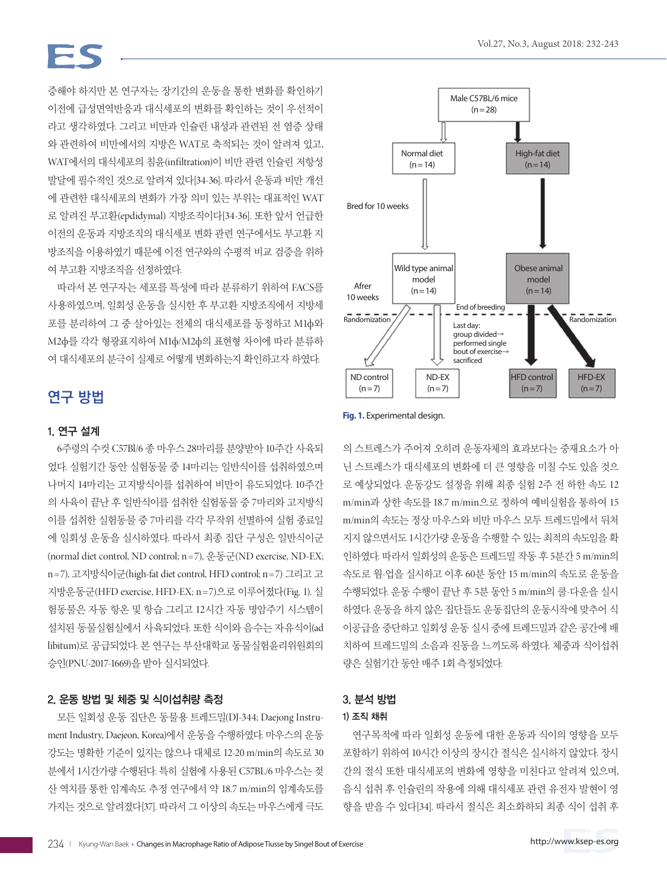증해야 하지만 본 연구자는 장기간의 운동을 통한 변화를 확인하기 이전에 급성면역반응과 대식세포의 변화를 확인하는 것이 우선적이라고 생각하였다. 그리고 비만과 인슐린 내성과 관련된 전 염증 상태와 관련하여 비만에서의 지방은 WAT로 축적되는 것이 알려져 있고, WAT에서의 대식세포의 침윤(infiltration)이 비만 관련 인슐린 저항성 발달에 필수적인 것으로 알려져 있다[34-36]. 따라서 운동과 비만 개선에 관련한 대식세포의 변화가 가장 의미 있는 부위는 대표적인 WAT로 알려진 부고환(epididymal) 지방조직이다[34-36]. 또한 앞서 언급한 이전의 운동과 지방조직의 대식세포 변화 관련 연구에서도 부고환 지방조직을 이용하였기 때문에 이전 연구와의 수평적 비교 검증을 위하여 부고환 지방조직을 선정하였다.

따라서 본 연구자는 세포를 특성에 따라 분류하기 위하여 FACS를 사용하였으며, 일회성 운동을 실시한 후 부고환 지방조직에서 지방세포를 분리하여 그 중 살아있는 전체의 대식세포를 동정하고 M1ф와 M2ф를 각각 형광표지하여 M1ф/M2ф의 표현형 차이에 따라 분류하여 대식세포의 분극이 실제로 어떻게 변화하는지 확인하고자 하였다.

## 연구 방법

### 1. 연구 설계

6주령의 수컷 C57Bl/6 종 마우스 28마리를 분양받아 10주간 사육되었다. 실험기간 동안 실험동물 중 14마리는 일반식이를 섭취하였으며 나머지 14마리는 고지방식이를 섭취하여 비만이 유도되었다. 10주간의 사육이 끝난 후 일반식이를 섭취한 실험동물 중 7마리와 고지방식이를 섭취한 실험동물 중 7마리를 각각 무작위 선별하여 실험 종료일에 일회성 운동을 실시하였다. 따라서 최종 집단 구성은 일반식이군(normal diet control, ND control; n=7), 운동군(ND exercise, ND-EX; n=7), 고지방식이군(high-fat diet control, HFD control; n=7) 그리고 고지방운동군(HFD exercise, HFD-EX; n=7)으로 이루어졌다(Fig. 1). 실험동물은 자동 항온 및 항습 그리고 12시간 자동 명암주기 시스템이 설치된 동물실험실에서 사육되었다. 또한 식이와 음수는 자유식이(ad libitum)로 공급되었다. 본 연구는 부산대학교 동물실험윤리위원회의 승인(PNU-2017-1669)을 받아 실시되었다.

Male C57BL/6 mice (n=28) → Normal diet (n=14) / High-fat diet (n=14); Bred for 10 weeks → Wild type animal model (n=14) / Obese animal model (n=14); Afrer 10 weeks; End of breeding; Randomization; Last day: group divided→ performed single bout of exercise→ sacrificed → ND control (n=7), ND-EX (n=7), HFD control (n=7), HFD-EX (n=7)

**Fig. 1.** Experimental design.

### 2. 운동 방법 및 체중 및 식이섭취량 측정

모든 일회성 운동 집단은 동물용 트레드밀(DJ-344; Daejong Instrument Industry, Daejeon, Korea)에서 운동을 수행하였다. 마우스의 운동강도는 명확한 기준이 있지는 않으나 대체로 12-20 m/min의 속도로 30분에서 1시간가량 수행된다. 특히 실험에 사용된 C57BL/6 마우스는 젖산 역치를 통한 임계속도 추정 연구에서 약 18.7 m/min의 임계속도를 가지는 것으로 알려졌다[37]. 따라서 그 이상의 속도는 마우스에게 극도의 스트레스가 주어져 오히려 운동자체의 효과보다는 중재요소가 아닌 스트레스가 대식세포의 변화에 더 큰 영향을 미칠 수도 있을 것으로 예상되었다. 운동강도 설정을 위해 최종 실험 2주 전 하한 속도 12 m/min과 상한 속도를 18.7 m/min으로 정하여 예비실험을 통하여 15 m/min의 속도는 정상 마우스와 비만 마우스 모두 트레드밀에서 뒤처지지 않으면서도 1시간가량 운동을 수행할 수 있는 최적의 속도임을 확인하였다. 따라서 일회성의 운동은 트레드밀 작동 후 5분간 5 m/min의 속도로 웜-업을 실시하고 이후 60분 동안 15 m/min의 속도로 운동을 수행되었다. 운동 수행이 끝난 후 5분 동안 5 m/min의 쿨-다운을 실시하였다. 운동을 하지 않은 집단들도 운동집단의 운동시작에 맞추어 식이공급을 중단하고 일회성 운동 실시 중에 트레드밀과 같은 공간에 배치하여 트레드밀의 소음과 진동을 느끼도록 하였다. 체중과 식이섭취량은 실험기간 동안 매주 1회 측정되었다.

### 3. 분석 방법

#### 1) 조직 채취

연구목적에 따라 일회성 운동에 대한 운동과 식이의 영향을 모두 포함하기 위하여 10시간 이상의 장시간 절식은 실시하지 않았다. 장시간의 절식 또한 대식세포의 변화에 영향을 미친다고 알려져 있으며, 음식 섭취 후 인슐린의 작용에 의해 대식세포 관련 유전자 발현이 영향을 받을 수 있다[34]. 따라서 절식은 최소화하되 최종 식이 섭취 후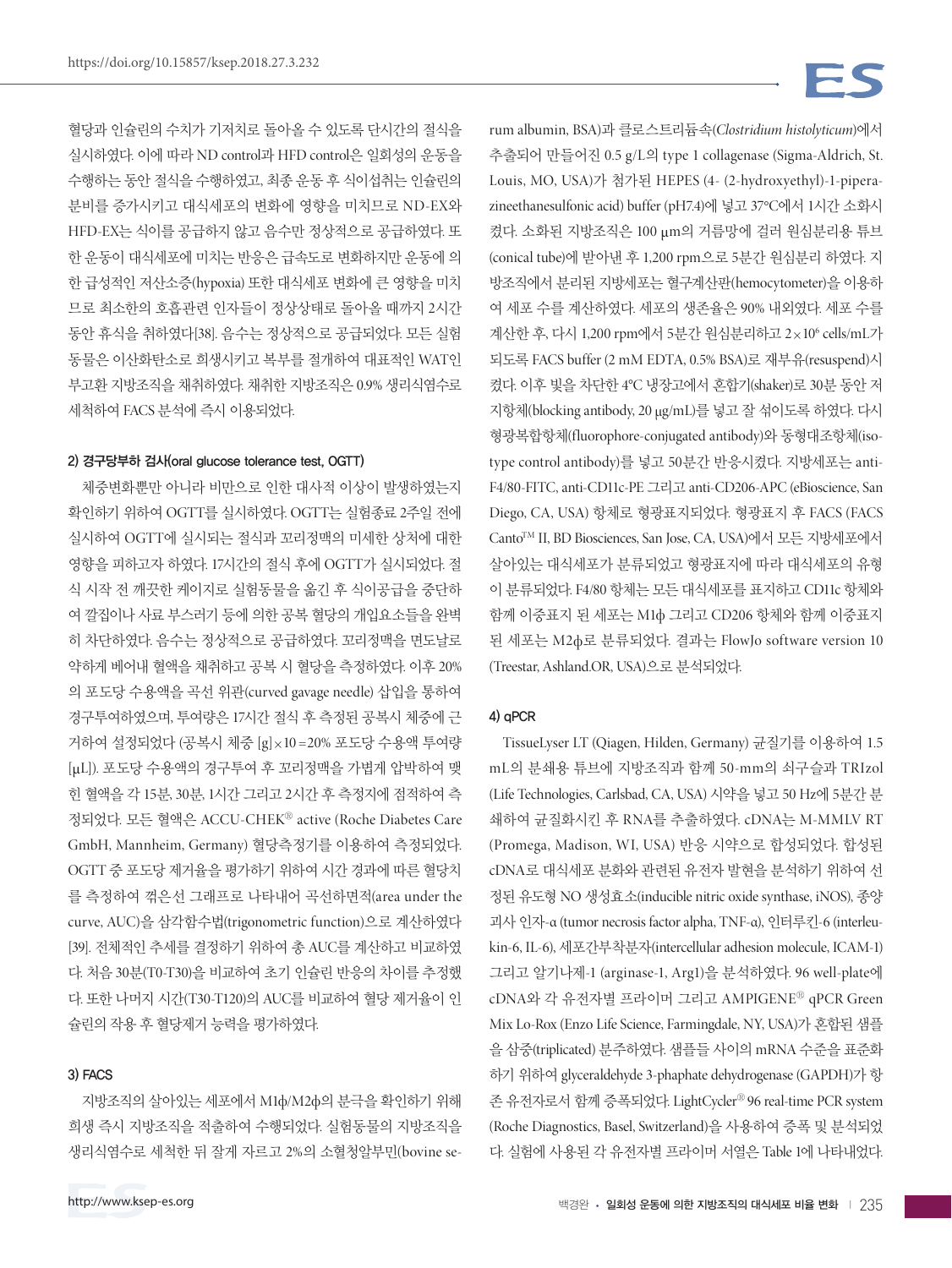혈당과 인슐린의 수치가 기저치로 돌아올 수 있도록 단시간의 절식을 실시하였다. 이에 따라 ND control과 HFD control은 일회성의 운동을 수행하는 동안 절식을 수행하였고, 최종 운동 후 식이섭취는 인슐린의 분비를 증가시키고 대식세포의 변화에 영향을 미치므로 ND-EX와 HFD-EX는 식이를 공급하지 않고 음수만 정상적으로 공급하였다. 또한 운동이 대식세포에 미치는 반응은 급속도로 변화하지만 운동에 의한 급성적인 저산소증(hypoxia) 또한 대식세포 변화에 큰 영향을 미치므로 최소한의 호흡관련 인자들이 정상상태로 돌아올 때까지 2시간 동안 휴식을 취하였다[38]. 음수는 정상적으로 공급되었다. 모든 실험동물은 이산화탄소로 희생시키고 복부를 절개하여 대표적인 WAT인 부고환 지방조직을 채취하였다. 채취한 지방조직은 0.9% 생리식염수로 세척하여 FACS 분석에 즉시 이용되었다.

#### 2) 경구당부하 검사(oral glucose tolerance test, OGTT)

체중변화뿐만 아니라 비만으로 인한 대사적 이상이 발생하였는지 확인하기 위하여 OGTT를 실시하였다. OGTT는 실험종료 2주일 전에 실시하여 OGTT에 실시되는 절식과 꼬리정맥의 미세한 상처에 대한 영향을 피하고자 하였다. 17시간의 절식 후에 OGTT가 실시되었다. 절식 시작 전 깨끗한 케이지로 실험동물을 옮긴 후 식이공급을 중단하여 깔집이나 사료 부스러기 등에 의한 공복 혈당의 개입요소들을 완벽히 차단하였다. 음수는 정상적으로 공급하였다. 꼬리정맥을 면도날로 약하게 베어내 혈액을 채취하고 공복 시 혈당을 측정하였다. 이후 20%의 포도당 수용액을 곡선 위관(curved gavage needle) 삽입을 통하여 경구투여하였으며, 투여량은 17시간 절식 후 측정된 공복시 체중에 근거하여 설정되었다 (공복시 체중 [g]×10 = 20% 포도당 수용액 투여량 [μL]). 포도당 수용액의 경구투여 후 꼬리정맥을 가볍게 압박하여 맺힌 혈액을 각 15분, 30분, 1시간 그리고 2시간 후 측정지에 점착하여 측정되었다. 모든 혈액은 ACCU-CHEK® active (Roche Diabetes Care GmbH, Mannheim, Germany) 혈당측정기를 이용하여 측정되었다. OGTT 중 포도당 제거율을 평가하기 위하여 시간 경과에 따른 혈당치를 측정하여 꺾은선 그래프로 나타내어 곡선하면적(area under the curve, AUC)을 삼각함수법(trigonometric function)으로 계산하였다[39]. 전체적인 추세를 결정하기 위하여 총 AUC를 계산하고 비교하였다. 처음 30분(T0-T30)을 비교하여 초기 인슐린 반응의 차이를 추정했다. 또한 나머지 시간(T30-T120)의 AUC를 비교하여 혈당 제거율이 인슐린의 작용 후 혈당제거 능력을 평가하였다.

#### 3) FACS

지방조직의 살아있는 세포에서 M1ф/M2ф의 분극을 확인하기 위해 희생 즉시 지방조직을 적출하여 수행되었다. 실험동물의 지방조직을 생리식염수로 세척한 뒤 잘게 자르고 2%의 소혈청알부민(bovine serum albumin, BSA)과 클로스트리듐속(*Clostridium histolyticum*)에서 추출되어 만들어진 0.5 g/L의 type 1 collagenase (Sigma-Aldrich, St. Louis, MO, USA)가 첨가된 HEPES (4- (2-hydroxyethyl)-1-piperazineethanesulfonic acid) buffer (pH7.4)에 넣고 37°C에서 1시간 소화시켰다. 소화된 지방조직은 100 μm의 거름망에 걸러 원심분리용 튜브(conical tube)에 받아낸 후 1,200 rpm으로 5분간 원심분리 하였다. 지방조직에서 분리된 지방세포는 혈구계산판(hemocytometer)을 이용하여 세포 수를 계산하였다. 세포의 생존율은 90% 내외였다. 세포 수를 계산한 후, 다시 1,200 rpm에서 5분간 원심분리하고 $2\times10^6$ cells/mL가 되도록 FACS buffer (2 mM EDTA, 0.5% BSA)로 재부유(resuspend)시켰다. 이후 빛을 차단한 4°C 냉장고에서 혼합기(shaker)로 30분 동안 저지항체(blocking antibody, 20 μg/mL)를 넣고 잘 섞이도록 하였다. 다시 형광복합항체(fluorophore-conjugated antibody)와 동형대조항체(isotype control antibody)를 넣고 50분간 반응시켰다. 지방세포는 anti-F4/80-FITC, anti-CD11c-PE 그리고 anti-CD206-APC (eBioscience, San Diego, CA, USA) 항체로 형광표지되었다. 형광표지 후 FACS (FACS Canto™ II, BD Biosciences, San Jose, CA, USA)에서 모든 지방세포에서 살아있는 대식세포가 분류되었고 형광표지에 따라 대식세포의 유형이 분류되었다. F4/80 항체는 모든 대식세포를 표지하고 CD11c 항체와 함께 이중표지 된 세포는 M1ф 그리고 CD206 항체와 함께 이중표지된 세포는 M2ф로 분류되었다. 결과는 FlowJo software version 10 (Treestar, Ashland.OR, USA)으로 분석되었다.

#### 4) qPCR

TissueLyser LT (Qiagen, Hilden, Germany) 균질기를 이용하여 1.5 mL의 분쇄용 튜브에 지방조직과 함께 50-mm의 쇠구슬과 TRIzol (Life Technologies, Carlsbad, CA, USA) 시약을 넣고 50 Hz에 5분간 분쇄하여 균질화시킨 후 RNA를 추출하였다. cDNA는 M-MMLV RT (Promega, Madison, WI, USA) 반응 시약으로 합성되었다. 합성된 cDNA로 대식세포 분화와 관련된 유전자 발현을 분석하기 위하여 선정된 유도형 NO 생성효소(inducible nitric oxide synthase, iNOS), 종양괴사 인자-α (tumor necrosis factor alpha, TNF-α), 인터루킨-6 (interleukin-6, IL-6), 세포간부착분자(intercellular adhesion molecule, ICAM-1) 그리고 알기나제-1 (arginase-1, Arg1)을 분석하였다. 96 well-plate에 cDNA와 각 유전자별 프라이머 그리고 AMPIGENE® qPCR Green Mix Lo-Rox (Enzo Life Science, Farmingdale, NY, USA)가 혼합된 샘플을 삼중(triplicated) 분주하였다. 샘플들 사이의 mRNA 수준을 표준화하기 위하여 glyceraldehyde 3-phaphate dehydrogenase (GAPDH)가 항존 유전자로서 함께 증폭되었다. LightCycler® 96 real-time PCR system (Roche Diagnostics, Basel, Switzerland)을 사용하여 증폭 및 분석되었다. 실험에 사용된 각 유전자별 프라이머 서열은 Table 1에 나타내었다.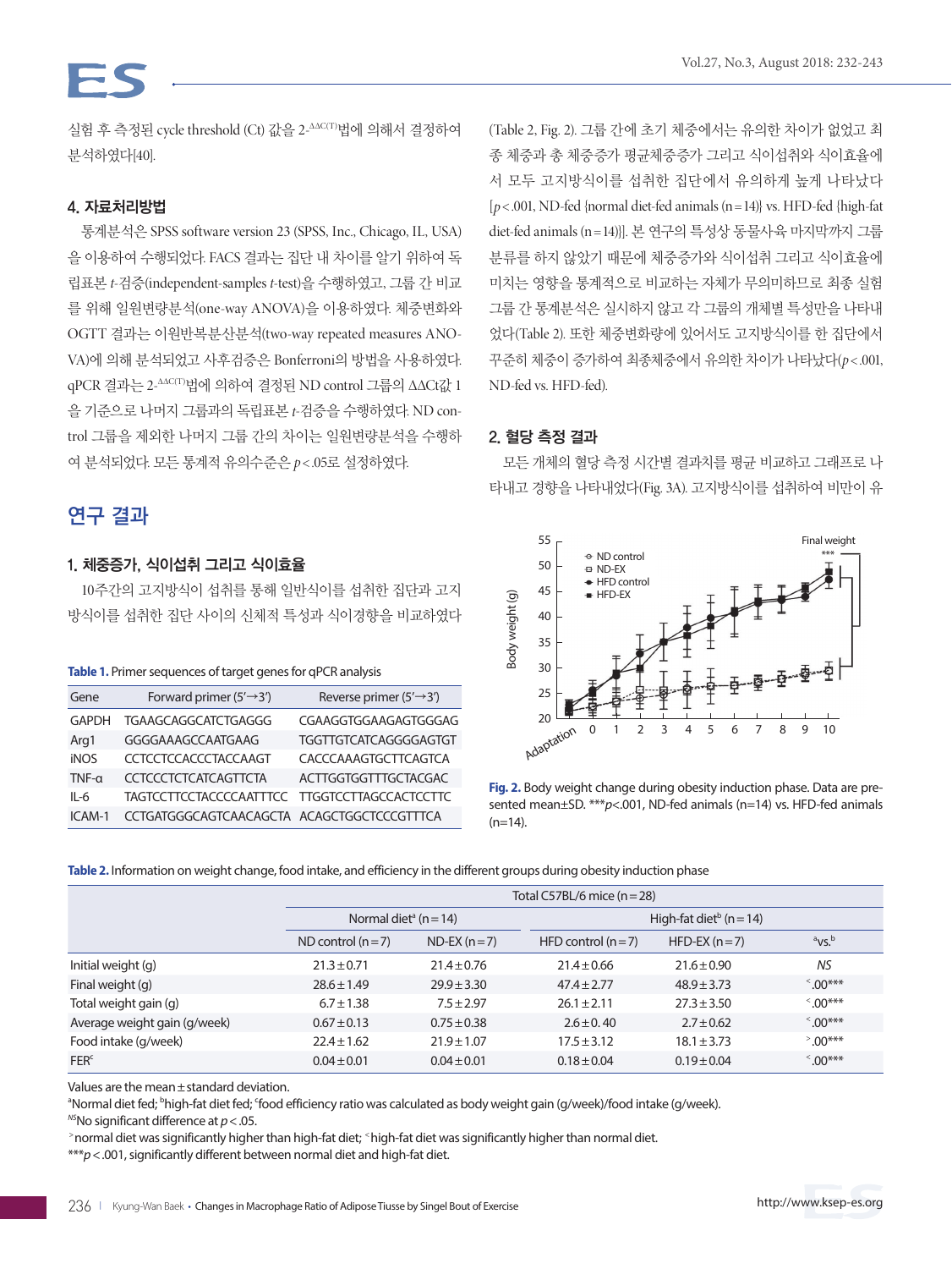실험 후 측정된 cycle threshold (Ct) 값을 $2^{-\Delta\Delta C(T)}$법에 의해서 결정하여 분석하였다[40].

### 4. 자료처리방법

통계분석은 SPSS software version 23 (SPSS, Inc., Chicago, IL, USA)을 이용하여 수행되었다. FACS 결과는 집단 내 차이를 알기 위하여 독립표본 *t*-검증(independent-samples *t*-test)을 수행하였고, 그룹 간 비교를 위해 일원변량분석(one-way ANOVA)을 이용하였다. 체중변화와 OGTT 결과는 이원반복분산분석(two-way repeated measures ANOVA)에 의해 분석되었고 사후검증은 Bonferroni의 방법을 사용하였다. qPCR 결과는 $2^{-\Delta\Delta C(T)}$법에 의하여 결정된 ND control 그룹의 ΔΔCt값 1을 기준으로 나머지 그룹과의 독립표본 *t*-검증을 수행하였다. ND control 그룹을 제외한 나머지 그룹 간의 차이는 일원변량분석을 수행하여 분석되었다. 모든 통계적 유의수준은 $p<.05$로 설정하였다.

## 연구 결과

### 1. 체중증가, 식이섭취 그리고 식이효율

10주간의 고지방식이 섭취를 통해 일반식이를 섭취한 집단과 고지방식이를 섭취한 집단 사이의 신체적 특성과 식이경향을 비교하였다 (Table 2, Fig. 2). 그룹 간에 초기 체중에서는 유의한 차이가 없었고 최종 체중과 총 체중증가 평균체중증가 그리고 식이섭취와 식이효율에서 모두 고지방식이를 섭취한 집단에서 유의하게 높게 나타났다 [$p<.001$, ND-fed {normal diet-fed animals (n=14)} vs. HFD-fed {high-fat diet-fed animals (n=14)}]. 본 연구의 특성상 동물사육 마지막까지 그룹 분류를 하지 않았기 때문에 체중증가와 식이섭취 그리고 식이효율에 미치는 영향을 통계적으로 비교하는 자체가 무의미하므로 최종 실험 그룹 간 통계분석은 실시하지 않고 각 그룹의 개체별 특성만을 나타내었다(Table 2). 또한 체중변화량에 있어서도 고지방식이를 한 집단에서 꾸준히 체중이 증가하여 최종체중에서 유의한 차이가 나타났다($p<.001$, ND-fed vs. HFD-fed).

**Table 1.** Primer sequences of target genes for qPCR analysis

| Gene | Forward primer (5'→3') | Reverse primer (5'→3') |
|---|---|---|
| GAPDH | TGAAGCAGGCATCTGAGGG | CGAAGGTGGAAGAGTGGGAG |
| Arg1 | GGGGAAAGCCAATGAAG | TGGTTGTCATCAGGGGAGTGT |
| iNOS | CCTCCTCCACCCTACCAAGT | CACCCAAAGTGCTTCAGTCA |
| TNF-α | CCTCCCTCTCATCAGTTCTA | ACTTGGTGGTTTGCTACGAC |
| IL-6 | TAGTCCTTCCTACCCCAATTTCC | TTGGTCCTTAGCCACTCCTTC |
| ICAM-1 | CCTGATGGGCAGTCAACAGCTA | ACAGCTGGCTCCCGTTTCA |

### 2. 혈당 측정 결과

모든 개체의 혈당 측정 시간별 결과치를 평균 비교하고 그래프로 나타내고 경향을 나타내었다(Fig. 3A). 고지방식이를 섭취하여 비만이 유

**Fig. 2.** Body weight change during obesity induction phase. Data are presented mean±SD. ***$p<.001$, ND-fed animals (n=14) vs. HFD-fed animals (n=14).

**Table 2.** Information on weight change, food intake, and efficiency in the different groups during obesity induction phase

| | Total C57BL/6 mice (n=28) | | | | |
|---|---|---|---|---|---|
| | Normal diet[a] (n=14) | | High-fat diet[b] (n=14) | | |
| | ND control (n=7) | ND-EX (n=7) | HFD control (n=7) | HFD-EX (n=7) | [a]vs.[b] |
| Initial weight (g) | 21.3±0.71 | 21.4±0.76 | 21.4±0.66 | 21.6±0.90 | *NS* |
| Final weight (g) | 28.6±1.49 | 29.9±3.30 | 47.4±2.77 | 48.9±3.73 | <.00*** |
| Total weight gain (g) | 6.7±1.38 | 7.5±2.97 | 26.1±2.11 | 27.3±3.50 | <.00*** |
| Average weight gain (g/week) | 0.67±0.13 | 0.75±0.38 | 2.6±0.40 | 2.7±0.62 | <.00*** |
| Food intake (g/week) | 22.4±1.62 | 21.9±1.07 | 17.5±3.12 | 18.1±3.73 | >.00*** |
| FER[c] | 0.04±0.01 | 0.04±0.01 | 0.18±0.04 | 0.19±0.04 | <.00*** |

Values are the mean±standard deviation.

[a]Normal diet fed; [b]high-fat diet fed; [c]food efficiency ratio was calculated as body weight gain (g/week)/food intake (g/week).

[NS]No significant difference at $p<.05$.

>normal diet was significantly higher than high-fat diet; <high-fat diet was significantly higher than normal diet.

***$p<.001$, significantly different between normal diet and high-fat diet.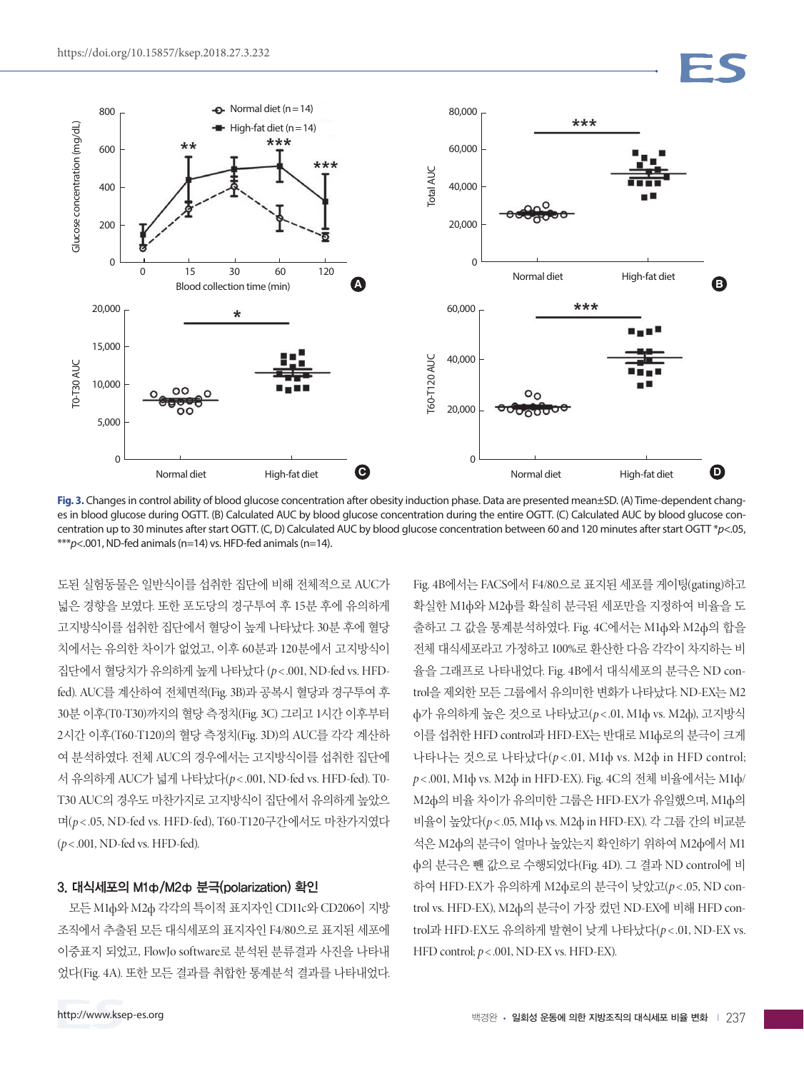Fig. 3. Changes in control ability of blood glucose concentration after obesity induction phase. Data are presented mean±SD. (A) Time-dependent changes in blood glucose during OGTT. (B) Calculated AUC by blood glucose concentration during the entire OGTT. (C) Calculated AUC by blood glucose concentration up to 30 minutes after start OGTT. (C, D) Calculated AUC by blood glucose concentration between 60 and 120 minutes after start OGTT *$p$<.05, ***$p$<.001, ND-fed animals (n=14) vs. HFD-fed animals (n=14).

도된 실험동물은 일반식이를 섭취한 집단에 비해 전체적으로 AUC가 넓은 경향을 보였다. 또한 포도당의 경구투여 후 15분 후에 유의하게 고지방식이를 섭취한 집단에서 혈당이 높게 나타났다. 30분 후에 혈당치에서는 유의한 차이가 없었고, 이후 60분과 120분에서 고지방식이 집단에서 혈당치가 유의하게 높게 나타났다 ($p$<.001, ND-fed vs. HFD-fed). AUC를 계산하여 전체면적(Fig. 3B)과 공복시 혈당과 경구투여 후 30분 이후(T0-T30)까지의 혈당 측정치(Fig. 3C) 그리고 1시간 이후부터 2시간 이후(T60-T120)의 혈당 측정치(Fig. 3D)의 AUC를 각각 계산하여 분석하였다. 전체 AUC의 경우에서는 고지방식이를 섭취한 집단에서 유의하게 AUC가 넓게 나타났다($p$<.001, ND-fed vs. HFD-fed). T0-T30 AUC의 경우도 마찬가지로 고지방식이 집단에서 유의하게 높았으며($p$<.05, ND-fed vs. HFD-fed), T60-T120구간에서도 마찬가지였다 ($p$<.001, ND-fed vs. HFD-fed).

### 3. 대식세포의 M1ф/M2ф 분극(polarization) 확인

모든 M1ф와 M2ф 각각의 특이적 표지자인 CD11c와 CD206이 지방조직에서 추출된 모든 대식세포의 표지자인 F4/80으로 표지된 세포에 이중표지 되었고, FlowJo software로 분석된 분류결과 사진을 나타내었다(Fig. 4A). 또한 모든 결과를 취합한 통계분석 결과를 나타내었다. Fig. 4B에서는 FACS에서 F4/80으로 표지된 세포를 게이팅(gating)하고 확실한 M1ф와 M2ф를 확실히 분극된 세포만을 지정하여 비율을 도출하고 그 값을 통계분석하였다. Fig. 4C에서는 M1ф와 M2ф의 합을 전체 대식세포라고 가정하고 100%로 환산한 다음 각각이 차지하는 비율을 그래프로 나타내었다. Fig. 4B에서 대식세포의 분극은 ND control을 제외한 모든 그룹에서 유의미한 변화가 나타났다. ND-EX는 M2ф가 유의하게 높은 것으로 나타났고($p$<.01, M1ф vs. M2ф), 고지방식이를 섭취한 HFD control과 HFD-EX는 반대로 M1ф로의 분극이 크게 나타나는 것으로 나타났다($p$<.01, M1ф vs. M2ф in HFD control; $p$<.001, M1ф vs. M2ф in HFD-EX). Fig. 4C의 전체 비율에서는 M1ф/M2ф의 비율 차이가 유의미한 그룹은 HFD-EX가 유일했으며, M1ф의 비율이 높았다($p$<.05, M1ф vs. M2ф in HFD-EX). 각 그룹 간의 비교분석은 M2ф의 분극이 얼마나 높았는지 확인하기 위하여 M2ф에서 M1ф의 분극은 뺀 값으로 수행되었다(Fig. 4D). 그 결과 ND control에 비하여 HFD-EX가 유의하게 M2ф로의 분극이 낮았고($p$<.05, ND control vs. HFD-EX), M2ф의 분극이 가장 컸던 ND-EX에 비해 HFD control과 HFD-EX도 유의하게 발현이 낮게 나타났다($p$<.01, ND-EX vs. HFD control; $p$<.001, ND-EX vs. HFD-EX).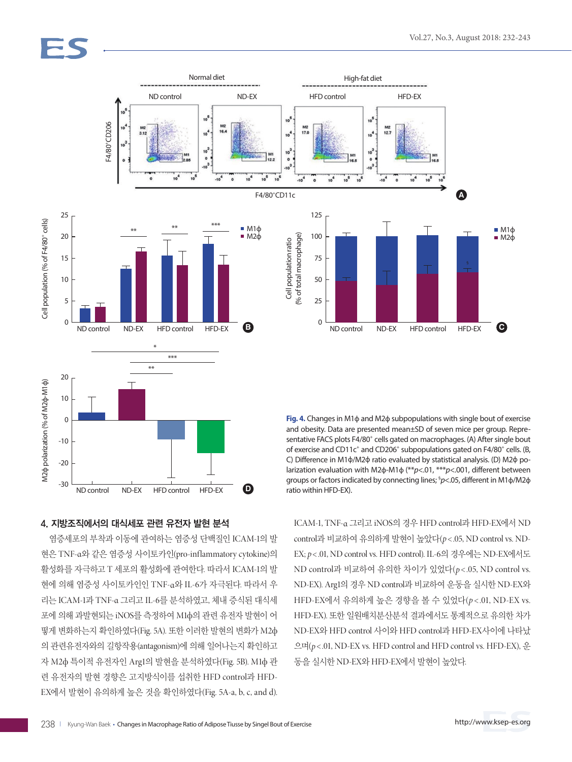Fig. 4. Changes in M1ϕ and M2ϕ subpopulations with single bout of exercise and obesity. Data are presented mean±SD of seven mice per group. Representative FACS plots F4/80+ cells gated on macrophages. (A) After single bout of exercise and CD11c+ and CD206+ subpopulations gated on F4/80+ cells. (B, C) Difference in M1ϕ/M2ϕ ratio evaluated by statistical analysis. (D) M2ϕ polarization evaluation with M2ϕ-M1ϕ (**$p$<.01, ***$p$<.001, different between groups or factors indicated by connecting lines; $^{\$}p$<.05, different in M1ϕ/M2ϕ ratio within HFD-EX).

## 4. 지방조직에서의 대식세포 관련 유전자 발현 분석

염증세포의 부착과 이동에 관여하는 염증성 단백질인 ICAM-1의 발현은 TNF-α와 같은 염증성 사이토카인(pro-inflammatory cytokine)의 활성화를 자극하고 T 세포의 활성화에 관여한다. 따라서 ICAM-1의 발현에 의해 염증성 사이토카인인 TNF-α와 IL-6가 자극된다. 따라서 우리는 ICAM-1과 TNF-α 그리고 IL-6를 분석하였고, 체내 증식된 대식세포에 의해 과발현되는 iNOS를 측정하여 M1ϕ의 관련 유전자 발현이 어떻게 변화하는지 확인하였다(Fig. 5A). 또한 이러한 발현의 변화가 M2ϕ의 관련유전자와의 길항작용(antagonism)에 의해 일어나는지 확인하고자 M2ϕ 특이적 유전자인 Arg1의 발현을 분석하였다(Fig. 5B). M1ϕ 관련 유전자의 발현 경향은 고지방식이를 섭취한 HFD control과 HFD-EX에서 발현이 유의하게 높은 것을 확인하였다(Fig. 5A-a, b, c, and d). ICAM-1, TNF-α 그리고 iNOS의 경우 HFD control과 HFD-EX에서 ND control과 비교하여 유의하게 발현이 높았다($p$<.05, ND control vs. ND-EX; $p$<.01, ND control vs. HFD control). IL-6의 경우에는 ND-EX에서도 ND control과 비교하여 유의한 차이가 있었다($p$<.05, ND control vs. ND-EX). Arg1의 경우 ND control과 비교하여 운동을 실시한 ND-EX와 HFD-EX에서 유의하게 높은 경향을 볼 수 있었다($p$<.01, ND-EX vs. HFD-EX). 또한 일원배치분산분석 결과에서도 통계적으로 유의한 차가 ND-EX와 HFD control 사이와 HFD control과 HFD-EX사이에 나타났으며($p$<.01, ND-EX vs. HFD control and HFD control vs. HFD-EX), 운동을 실시한 ND-EX와 HFD-EX에서 발현이 높았다.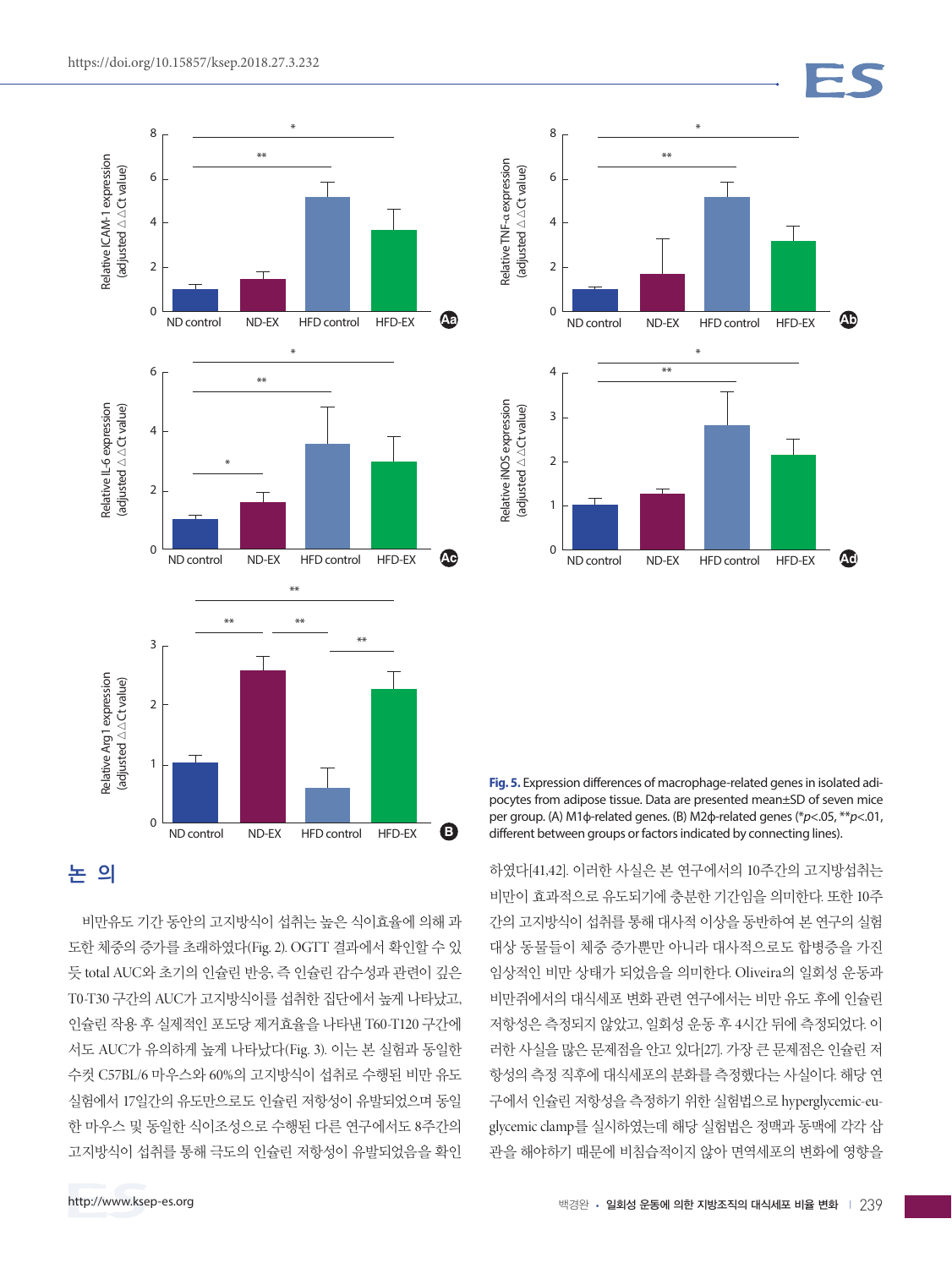Fig. 5. Expression differences of macrophage-related genes in isolated adipocytes from adipose tissue. Data are presented mean±SD of seven mice per group. (A) M1ϕ-related genes. (B) M2ϕ-related genes (\*$p<.05$, \*\*$p<.01$, different between groups or factors indicated by connecting lines).

## 논 의

비만유도 기간 동안의 고지방식이 섭취는 높은 식이효율에 의해 과도한 체중의 증가를 초래하였다(Fig. 2). OGTT 결과에서 확인할 수 있듯 total AUC와 초기의 인슐린 반응, 즉 인슐린 감수성과 관련이 깊은 T0-T30 구간의 AUC가 고지방식이를 섭취한 집단에서 높게 나타났고, 인슐린 작용 후 실제적인 포도당 제거효율을 나타낸 T60-T120 구간에서도 AUC가 유의하게 높게 나타났다(Fig. 3). 이는 본 실험과 동일한 수컷 C57BL/6 마우스와 60%의 고지방식이 섭취로 수행된 비만 유도 실험에서 17일간의 유도만으로도 인슐린 저항성이 유발되었으며 동일한 마우스 및 동일한 식이조성으로 수행된 다른 연구에서도 8주간의 고지방식이 섭취를 통해 극도의 인슐린 저항성이 유발되었음을 확인하였다[41,42]. 이러한 사실은 본 연구에서의 10주간의 고지방섭취는 비만이 효과적으로 유도되기에 충분한 기간임을 의미한다. 또한 10주간의 고지방식이 섭취를 통해 대사적 이상을 동반하여 본 연구의 실험 대상 동물들이 체중 증가뿐만 아니라 대사적으로도 합병증을 가진 임상적인 비만 상태가 되었음을 의미한다. Oliveira의 일회성 운동과 비만쥐에서의 대식세포 변화 관련 연구에서는 비만 유도 후에 인슐린 저항성은 측정되지 않았고, 일회성 운동 후 4시간 뒤에 측정되었다. 이러한 사실을 많은 문제점을 안고 있다[27]. 가장 큰 문제점은 인슐린 저항성의 측정 직후에 대식세포의 분화를 측정했다는 사실이다. 해당 연구에서 인슐린 저항성을 측정하기 위한 실험법으로 hyperglycemic-euglycemic clamp를 실시하였는데 해당 실험법은 정맥과 동맥에 각각 삽관을 해야하기 때문에 비침습적이지 않아 면역세포의 변화에 영향을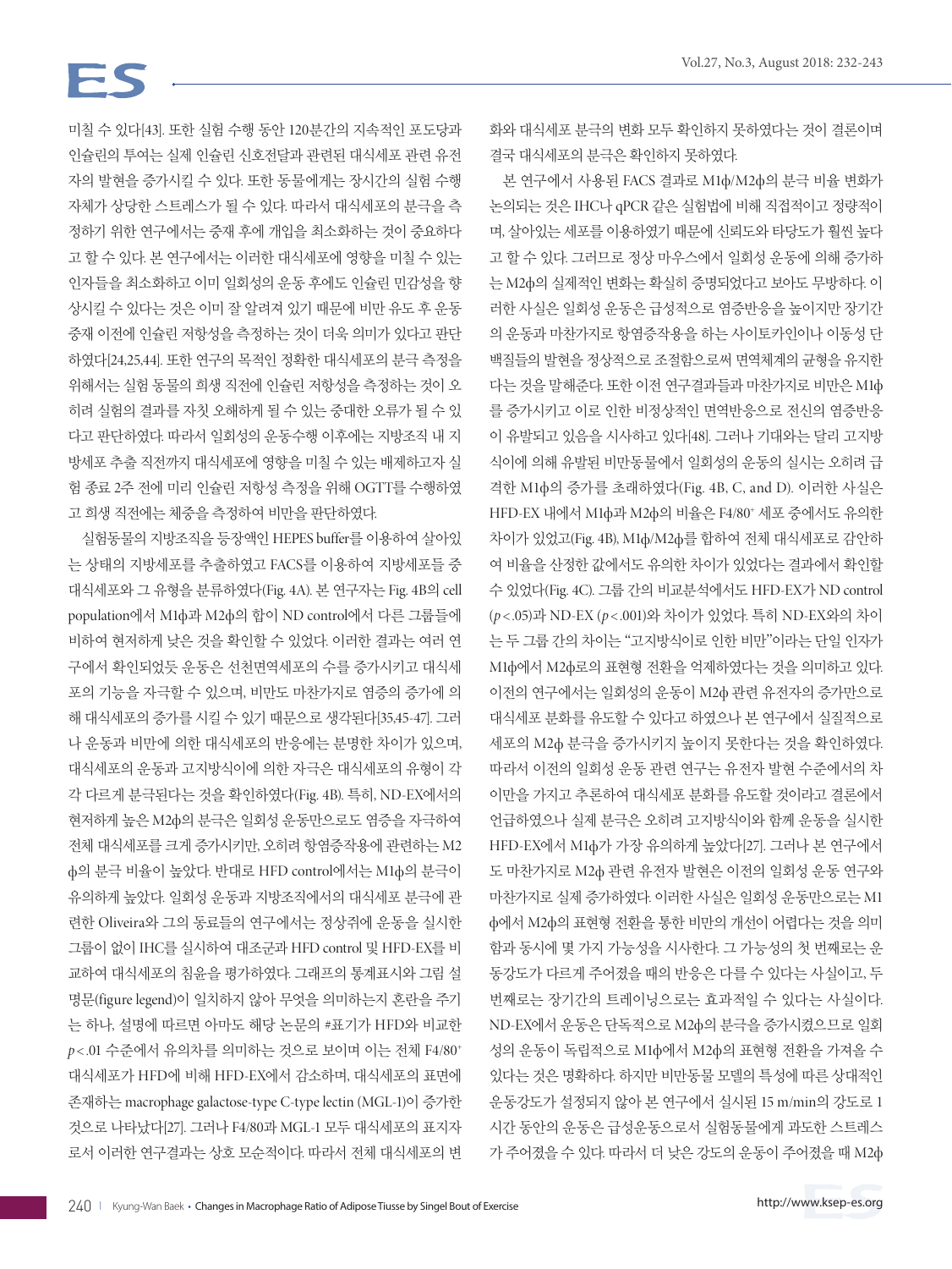미칠 수 있다[43]. 또한 실험 수행 동안 120분간의 지속적인 포도당과 인슐린의 투여는 실제 인슐린 신호전달과 관련된 대식세포 관련 유전자의 발현을 증가시킬 수 있다. 또한 동물에게는 장시간의 실험 수행 자체가 상당한 스트레스가 될 수 있다. 따라서 대식세포의 분극을 측정하기 위한 연구에서는 중재 후에 개입을 최소화하는 것이 중요하다고 할 수 있다. 본 연구에서는 이러한 대식세포에 영향을 미칠 수 있는 인자들을 최소화하고 이미 일회성의 운동 후에도 인슐린 민감성을 향상시킬 수 있다는 것은 이미 잘 알려져 있기 때문에 비만 유도 후 운동 중재 이전에 인슐린 저항성을 측정하는 것이 더욱 의미가 있다고 판단하였다[24,25,44]. 또한 연구의 목적인 정확한 대식세포의 분극 측정을 위해서는 실험 동물의 희생 직전에 인슐린 저항성을 측정하는 것이 오히려 실험의 결과를 자칫 오해하게 될 수 있는 중대한 오류가 될 수 있다고 판단하였다. 따라서 일회성의 운동수행 이후에는 지방조직 내 지방세포 추출 직전까지 대식세포에 영향을 미칠 수 있는 배제하고자 실험 종료 2주 전에 미리 인슐린 저항성 측정을 위해 OGTT를 수행하였고 희생 직전에는 체중을 측정하여 비만을 판단하였다.

실험동물의 지방조직을 등장액인 HEPES buffer를 이용하여 살아있는 상태의 지방세포를 추출하였고 FACS를 이용하여 지방세포들 중 대식세포와 그 유형을 분류하였다(Fig. 4A). 본 연구자는 Fig. 4B의 cell population에서 M1ϕ과 M2ϕ의 합이 ND control에서 다른 그룹들에 비하여 현저하게 낮은 것을 확인할 수 있었다. 이러한 결과는 여러 연구에서 확인되었듯 운동은 선천면역세포의 수를 증가시키고 대식세포의 기능을 자극할 수 있으며, 비만도 마찬가지로 염증의 증가에 의해 대식세포의 증가를 시킬 수 있기 때문으로 생각된다[35,45-47]. 그러나 운동과 비만에 의한 대식세포의 반응에는 분명한 차이가 있으며, 대식세포의 운동과 고지방식이에 의한 자극은 대식세포의 유형이 각각 다르게 분극된다는 것을 확인하였다(Fig. 4B). 특히, ND-EX에서의 현저하게 높은 M2ϕ의 분극은 일회성 운동만으로도 염증을 자극하여 전체 대식세포를 크게 증가시키만, 오히려 항염증작용에 관련하는 M2ϕ의 분극 비율이 높았다. 반대로 HFD control에서는 M1ϕ의 분극이 유의하게 높았다. 일회성 운동과 지방조직에서의 대식세포 분극에 관련한 Oliveira와 그의 동료들의 연구에서는 정상쥐에 운동을 실시한 그룹이 없이 IHC를 실시하여 대조군과 HFD control 및 HFD-EX를 비교하여 대식세포의 침윤을 평가하였다. 그래프의 통계표시와 그림 설명문(figure legend)이 일치하지 않아 무엇을 의미하는지 혼란을 주기는 하나, 설명에 따르면 아마도 해당 논문의 #표기가 HFD와 비교한 $p<.01$ 수준에서 유의차를 의미하는 것으로 보이며 이는 전체 F4/80[+] 대식세포가 HFD에 비해 HFD-EX에서 감소하며, 대식세포의 표면에 존재하는 macrophage galactose-type C-type lectin (MGL-1)이 증가한 것으로 나타났다[27]. 그러나 F4/80과 MGL-1 모두 대식세포의 표지자로서 이러한 연구결과는 상호 모순적이다. 따라서 전체 대식세포의 변화와 대식세포 분극의 변화 모두 확인하지 못하였다는 것이 결론이며 결국 대식세포의 분극은 확인하지 못하였다.

본 연구에서 사용된 FACS 결과로 M1ϕ/M2ϕ의 분극 비율 변화가 논의되는 것은 IHC나 qPCR 같은 실험법에 비해 직접적이고 정량적이며, 살아있는 세포를 이용하였기 때문에 신뢰도와 타당도가 훨씬 높다고 할 수 있다. 그러므로 정상 마우스에서 일회성 운동에 의해 증가하는 M2ϕ의 실제적인 변화는 확실히 증명되었다고 보아도 무방하다. 이러한 사실은 일회성 운동은 급성적으로 염증반응을 높이지만 장기간의 운동과 마찬가지로 항염증작용을 하는 사이토카인이나 이동성 단백질들의 발현을 정상적으로 조절함으로써 면역체계의 균형을 유지한다는 것을 말해준다. 또한 이전 연구결과들과 마찬가지로 비만은 M1ϕ를 증가시키고 이로 인한 비정상적인 면역반응으로 전신의 염증반응이 유발되고 있음을 시사하고 있다[48]. 그러나 기대와는 달리 고지방식이에 의해 유발된 비만동물에서 일회성의 운동의 실시는 오히려 급격한 M1ϕ의 증가를 초래하였다(Fig. 4B, C, and D). 이러한 사실은 HFD-EX 내에서 M1ϕ과 M2ϕ의 비율은 F4/80[+] 세포 중에서도 유의한 차이가 있었고(Fig. 4B), M1ϕ/M2ϕ를 합하여 전체 대식세포로 감안하여 비율을 산정한 값에서도 유의한 차이가 있었다는 결과에서 확인할 수 있었다(Fig. 4C). 그룹 간의 비교분석에서도 HFD-EX가 ND control ($p<.05$)과 ND-EX ($p<.001$)와 차이가 있었다. 특히 ND-EX와의 차이는 두 그룹 간의 차이는 "고지방식이로 인한 비만"이라는 단일 인자가 M1ϕ에서 M2ϕ로의 표현형 전환을 억제하였다는 것을 의미하고 있다. 이전의 연구에서는 일회성의 운동이 M2ϕ 관련 유전자의 증가만으로 대식세포 분화를 유도할 수 있다고 하였으나 본 연구에서 실질적으로 세포의 M2ϕ 분극을 증가시키지 높이지 못한다는 것을 확인하였다. 따라서 이전의 일회성 운동 관련 연구는 유전자 발현 수준에서의 차이만을 가지고 추론하여 대식세포 분화를 유도할 것이라고 결론에서 언급하였으나 실제 분극은 오히려 고지방식이와 함께 운동을 실시한 HFD-EX에서 M1ϕ가 가장 유의하게 높았다[27]. 그러나 본 연구에서도 마찬가지로 M2ϕ 관련 유전자 발현은 이전의 일회성 운동 연구와 마찬가지로 실제 증가하였다. 이러한 사실은 일회성 운동만으로는 M1ϕ에서 M2ϕ의 표현형 전환을 통한 비만의 개선이 어렵다는 것을 의미함과 동시에 몇 가지 가능성을 시사한다. 그 가능성의 첫 번째로는 운동강도가 다르게 주어졌을 때의 반응은 다를 수 있다는 사실이고, 두 번째로는 장기간의 트레이닝으로는 효과적일 수 있다는 사실이다. ND-EX에서 운동은 단독적으로 M2ϕ의 분극을 증가시켰으므로 일회성의 운동이 독립적으로 M1ϕ에서 M2ϕ의 표현형 전환을 가져올 수 있다는 것은 명확하다. 하지만 비만동물 모델의 특성에 따른 상대적인 운동강도가 설정되지 않아 본 연구에서 실시된 15 m/min의 강도로 1시간 동안의 운동은 급성운동으로서 실험동물에게 과도한 스트레스가 주어졌을 수 있다. 따라서 더 낮은 강도의 운동이 주어졌을 때 M2ϕ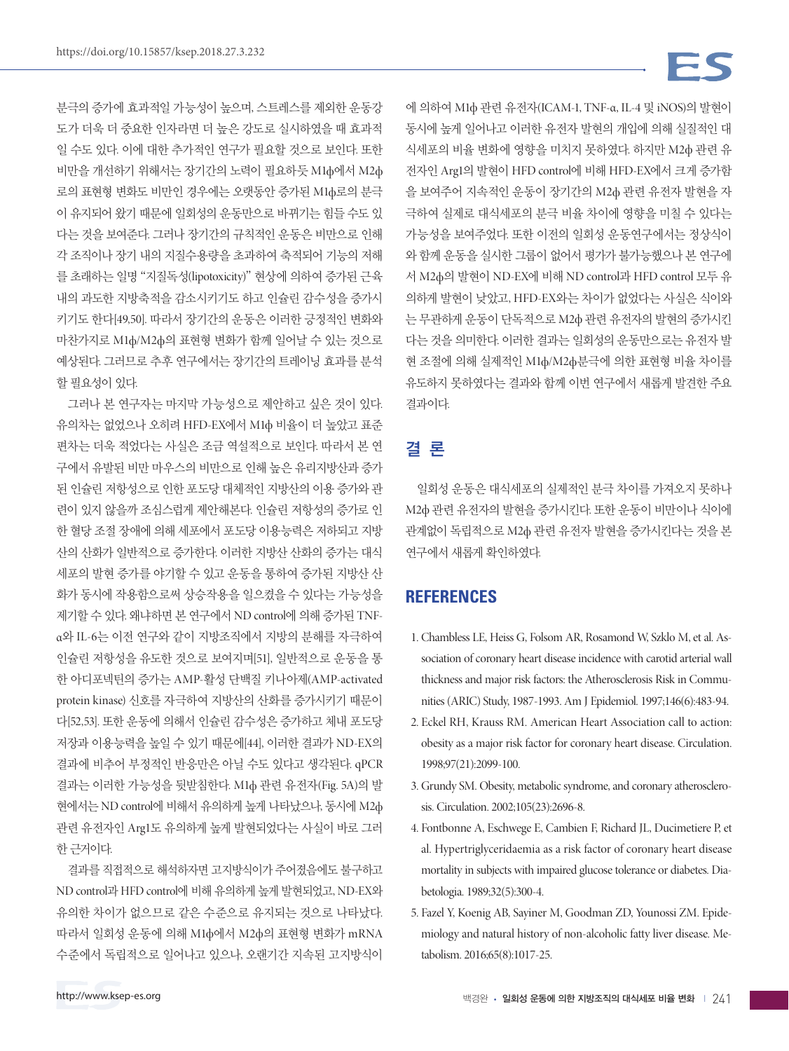분극의 증가에 효과적일 가능성이 높으며, 스트레스를 제외한 운동강도가 더욱 더 중요한 인자라면 더 높은 강도로 실시하였을 때 효과적일 수도 있다. 이에 대한 추가적인 연구가 필요할 것으로 보인다. 또한 비만을 개선하기 위해서는 장기간의 노력이 필요하듯 M1ф에서 M2ф로의 표현형 변화도 비만인 경우에는 오랫동안 증가된 M1ф로의 분극이 유지되어 왔기 때문에 일회성의 운동만으로 바뀌기는 힘들 수도 있다는 것을 보여준다. 그러나 장기간의 규칙적인 운동은 비만으로 인해 각 조직이나 장기 내의 지질수용량을 초과하여 축적되어 기능의 저해를 초래하는 일명 "지질독성(lipotoxicity)" 현상에 의하여 증가된 근육 내의 과도한 지방축적을 감소시키기도 하고 인슐린 감수성을 증가시키기도 한다[49,50]. 따라서 장기간의 운동은 이러한 긍정적인 변화와 마찬가지로 M1ф/M2ф의 표현형 변화가 함께 일어날 수 있는 것으로 예상된다. 그러므로 추후 연구에서는 장기간의 트레이닝 효과를 분석할 필요성이 있다.

그러나 본 연구자는 마지막 가능성으로 제안하고 싶은 것이 있다. 유의차는 없었으나 오히려 HFD-EX에서 M1ф 비율이 더 높았고 표준편차는 더욱 적었다는 사실은 조금 역설적으로 보인다. 따라서 본 연구에서 유발된 비만 마우스의 비만으로 인해 높은 유리지방산과 증가된 인슐린 저항성으로 인한 포도당 대체적인 지방산의 이용 증가와 관련이 있지 않을까 조심스럽게 제안해본다. 인슐린 저항성의 증가로 인한 혈당 조절 장애에 의해 세포에서 포도당 이용능력은 저하되고 지방산의 산화가 일반적으로 증가한다. 이러한 지방산 산화의 증가는 대식세포의 발현 증가를 야기할 수 있고 운동을 통하여 증가된 지방산 산화가 동시에 작용함으로써 상승작용을 일으켰을 수 있다는 가능성을 제기할 수 있다. 왜냐하면 본 연구에서 ND control에 의해 증가된 TNF-α와 IL-6는 이전 연구와 같이 지방조직에서 지방의 분해를 자극하여 인슐린 저항성을 유도한 것으로 보여지며[51], 일반적으로 운동을 통한 아디포넥틴의 증가는 AMP-활성 단백질 키나아제(AMP-activated protein kinase) 신호를 자극하여 지방산의 산화를 증가시키기 때문이다[52,53]. 또한 운동에 의해서 인슐린 감수성은 증가하고 체내 포도당 저장과 이용능력을 높일 수 있기 때문에[44], 이러한 결과가 ND-EX의 결과에 비추어 부정적인 반응만은 아닐 수도 있다고 생각된다. qPCR 결과는 이러한 가능성을 뒷받침한다. M1ф 관련 유전자(Fig. 5A)의 발현에서는 ND control에 비해서 유의하게 높게 나타났으나, 동시에 M2ф 관련 유전자인 Arg1도 유의하게 높게 발현되었다는 사실이 바로 그러한 근거이다.

결과를 직접적으로 해석하자면 고지방식이가 주어졌음에도 불구하고 ND control과 HFD control에 비해 유의하게 높게 발현되었고, ND-EX와 유의한 차이가 없으므로 같은 수준으로 유지되는 것으로 나타났다. 따라서 일회성 운동에 의해 M1ф에서 M2ф의 표현형 변화가 mRNA 수준에서 독립적으로 일어나고 있으나, 오랜기간 지속된 고지방식이에 의하여 M1ф 관련 유전자(ICAM-1, TNF-α, IL-4 및 iNOS)의 발현이 동시에 높게 일어나고 이러한 유전자 발현의 개입에 의해 실질적인 대식세포의 비율 변화에 영향을 미치지 못하였다. 하지만 M2ф 관련 유전자인 Arg1의 발현이 HFD control에 비해 HFD-EX에서 크게 증가함을 보여주어 지속적인 운동이 장기간의 M2ф 관련 유전자 발현을 자극하여 실제로 대식세포의 분극 비율 차이에 영향을 미칠 수 있다는 가능성을 보여주었다. 또한 이전의 일회성 운동연구에서는 정상식이와 함께 운동을 실시한 그룹이 없어서 평가가 불가능했으나 본 연구에서 M2ф의 발현이 ND-EX에 비해 ND control과 HFD control 모두 유의하게 발현이 낮았고, HFD-EX와는 차이가 없었다는 사실은 식이와는 무관하게 운동이 단독적으로 M2ф 관련 유전자의 발현의 증가시킨다는 것을 의미한다. 이러한 결과는 일회성의 운동만으로는 유전자 발현 조절에 의해 실제적인 M1ф/M2ф분극에 의한 표현형 비율 차이를 유도하지 못하였다는 결과와 함께 이번 연구에서 새롭게 발견한 주요 결과이다.

## 결 론

일회성 운동은 대식세포의 실제적인 분극 차이를 가져오지 못하나 M2ф 관련 유전자의 발현을 증가시킨다. 또한 운동이 비만이나 식이에 관계없이 독립적으로 M2ф 관련 유전자 발현을 증가시킨다는 것을 본 연구에서 새롭게 확인하였다.

## REFERENCES

1. Chambless LE, Heiss G, Folsom AR, Rosamond W, Szklo M, et al. Association of coronary heart disease incidence with carotid arterial wall thickness and major risk factors: the Atherosclerosis Risk in Communities (ARIC) Study, 1987-1993. Am J Epidemiol. 1997;146(6):483-94.
2. Eckel RH, Krauss RM. American Heart Association call to action: obesity as a major risk factor for coronary heart disease. Circulation. 1998;97(21):2099-100.
3. Grundy SM. Obesity, metabolic syndrome, and coronary atherosclerosis. Circulation. 2002;105(23):2696-8.
4. Fontbonne A, Eschwege E, Cambien F, Richard JL, Ducimetiere P, et al. Hypertriglyceridaemia as a risk factor of coronary heart disease mortality in subjects with impaired glucose tolerance or diabetes. Diabetologia. 1989;32(5):300-4.
5. Fazel Y, Koenig AB, Sayiner M, Goodman ZD, Younossi ZM. Epidemiology and natural history of non-alcoholic fatty liver disease. Metabolism. 2016;65(8):1017-25.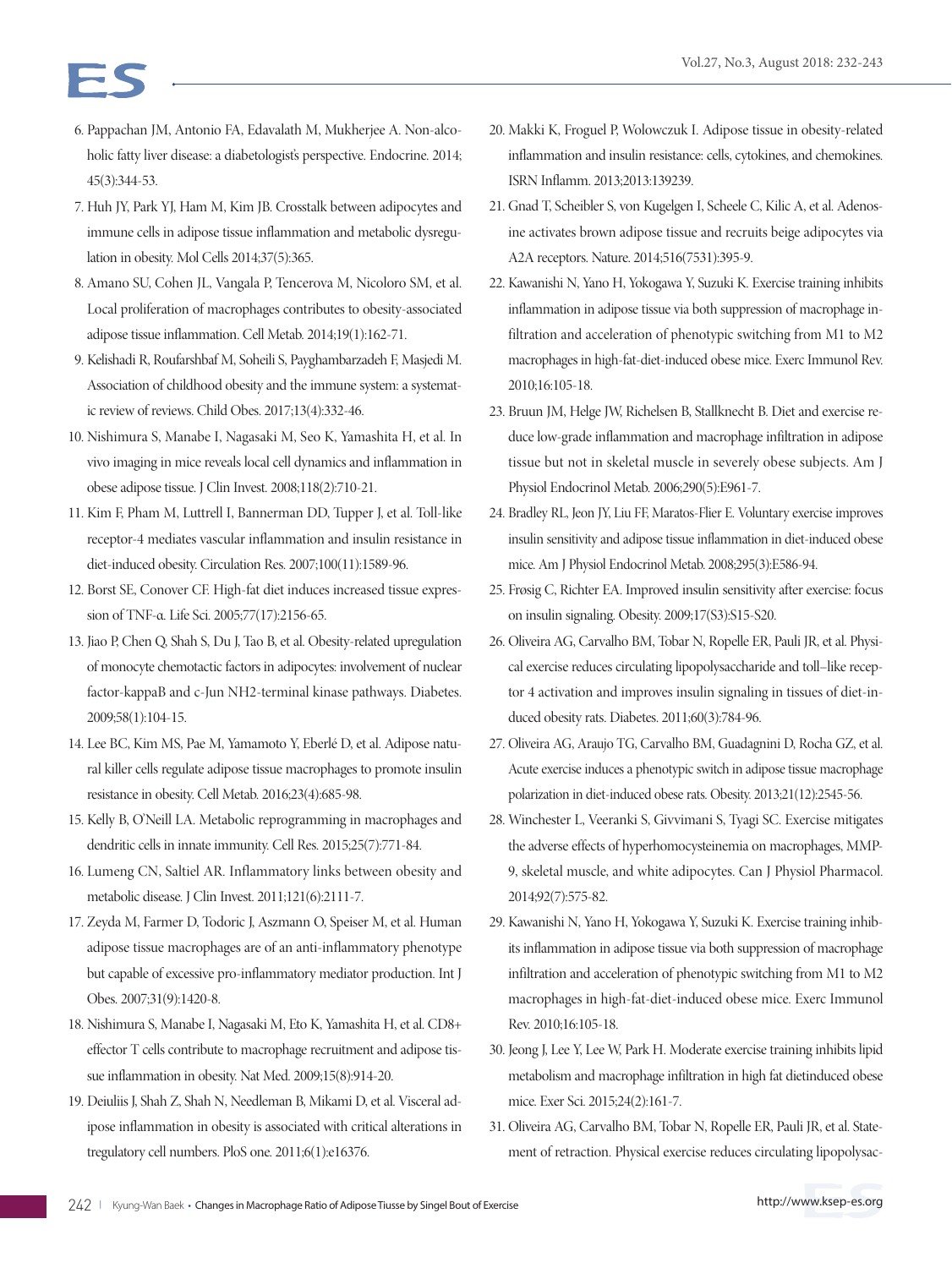6. Pappachan JM, Antonio FA, Edavalath M, Mukherjee A. Non-alcoholic fatty liver disease: a diabetologist's perspective. Endocrine. 2014; 45(3):344-53.
7. Huh JY, Park YJ, Ham M, Kim JB. Crosstalk between adipocytes and immune cells in adipose tissue inflammation and metabolic dysregulation in obesity. Mol Cells 2014;37(5):365.
8. Amano SU, Cohen JL, Vangala P, Tencerova M, Nicoloro SM, et al. Local proliferation of macrophages contributes to obesity-associated adipose tissue inflammation. Cell Metab. 2014;19(1):162-71.
9. Kelishadi R, Roufarshbaf M, Soheili S, Payghambarzadeh F, Masjedi M. Association of childhood obesity and the immune system: a systematic review of reviews. Child Obes. 2017;13(4):332-46.
10. Nishimura S, Manabe I, Nagasaki M, Seo K, Yamashita H, et al. In vivo imaging in mice reveals local cell dynamics and inflammation in obese adipose tissue. J Clin Invest. 2008;118(2):710-21.
11. Kim F, Pham M, Luttrell I, Bannerman DD, Tupper J, et al. Toll-like receptor-4 mediates vascular inflammation and insulin resistance in diet-induced obesity. Circulation Res. 2007;100(11):1589-96.
12. Borst SE, Conover CF. High-fat diet induces increased tissue expression of TNF-α. Life Sci. 2005;77(17):2156-65.
13. Jiao P, Chen Q, Shah S, Du J, Tao B, et al. Obesity-related upregulation of monocyte chemotactic factors in adipocytes: involvement of nuclear factor-kappaB and c-Jun NH2-terminal kinase pathways. Diabetes. 2009;58(1):104-15.
14. Lee BC, Kim MS, Pae M, Yamamoto Y, Eberlé D, et al. Adipose natural killer cells regulate adipose tissue macrophages to promote insulin resistance in obesity. Cell Metab. 2016;23(4):685-98.
15. Kelly B, O'Neill LA. Metabolic reprogramming in macrophages and dendritic cells in innate immunity. Cell Res. 2015;25(7):771-84.
16. Lumeng CN, Saltiel AR. Inflammatory links between obesity and metabolic disease. J Clin Invest. 2011;121(6):2111-7.
17. Zeyda M, Farmer D, Todoric J, Aszmann O, Speiser M, et al. Human adipose tissue macrophages are of an anti-inflammatory phenotype but capable of excessive pro-inflammatory mediator production. Int J Obes. 2007;31(9):1420-8.
18. Nishimura S, Manabe I, Nagasaki M, Eto K, Yamashita H, et al. CD8+ effector T cells contribute to macrophage recruitment and adipose tissue inflammation in obesity. Nat Med. 2009;15(8):914-20.
19. Deiuliis J, Shah Z, Shah N, Needleman B, Mikami D, et al. Visceral adipose inflammation in obesity is associated with critical alterations in tregulatory cell numbers. PloS one. 2011;6(1):e16376.
20. Makki K, Froguel P, Wolowczuk I. Adipose tissue in obesity-related inflammation and insulin resistance: cells, cytokines, and chemokines. ISRN Inflamm. 2013;2013:139239.
21. Gnad T, Scheibler S, von Kugelgen I, Scheele C, Kilic A, et al. Adenosine activates brown adipose tissue and recruits beige adipocytes via A2A receptors. Nature. 2014;516(7531):395-9.
22. Kawanishi N, Yano H, Yokogawa Y, Suzuki K. Exercise training inhibits inflammation in adipose tissue via both suppression of macrophage infiltration and acceleration of phenotypic switching from M1 to M2 macrophages in high-fat-diet-induced obese mice. Exerc Immunol Rev. 2010;16:105-18.
23. Bruun JM, Helge JW, Richelsen B, Stallknecht B. Diet and exercise reduce low-grade inflammation and macrophage infiltration in adipose tissue but not in skeletal muscle in severely obese subjects. Am J Physiol Endocrinol Metab. 2006;290(5):E961-7.
24. Bradley RL, Jeon JY, Liu FF, Maratos-Flier E. Voluntary exercise improves insulin sensitivity and adipose tissue inflammation in diet-induced obese mice. Am J Physiol Endocrinol Metab. 2008;295(3):E586-94.
25. Frøsig C, Richter EA. Improved insulin sensitivity after exercise: focus on insulin signaling. Obesity. 2009;17(S3):S15-S20.
26. Oliveira AG, Carvalho BM, Tobar N, Ropelle ER, Pauli JR, et al. Physical exercise reduces circulating lipopolysaccharide and toll–like receptor 4 activation and improves insulin signaling in tissues of diet-induced obesity rats. Diabetes. 2011;60(3):784-96.
27. Oliveira AG, Araujo TG, Carvalho BM, Guadagnini D, Rocha GZ, et al. Acute exercise induces a phenotypic switch in adipose tissue macrophage polarization in diet-induced obese rats. Obesity. 2013;21(12):2545-56.
28. Winchester L, Veeranki S, Givvimani S, Tyagi SC. Exercise mitigates the adverse effects of hyperhomocysteinemia on macrophages, MMP-9, skeletal muscle, and white adipocytes. Can J Physiol Pharmacol. 2014;92(7):575-82.
29. Kawanishi N, Yano H, Yokogawa Y, Suzuki K. Exercise training inhibits inflammation in adipose tissue via both suppression of macrophage infiltration and acceleration of phenotypic switching from M1 to M2 macrophages in high-fat-diet-induced obese mice. Exerc Immunol Rev. 2010;16:105-18.
30. Jeong J, Lee Y, Lee W, Park H. Moderate exercise training inhibits lipid metabolism and macrophage infiltration in high fat dietinduced obese mice. Exer Sci. 2015;24(2):161-7.
31. Oliveira AG, Carvalho BM, Tobar N, Ropelle ER, Pauli JR, et al. Statement of retraction. Physical exercise reduces circulating lipopolysac-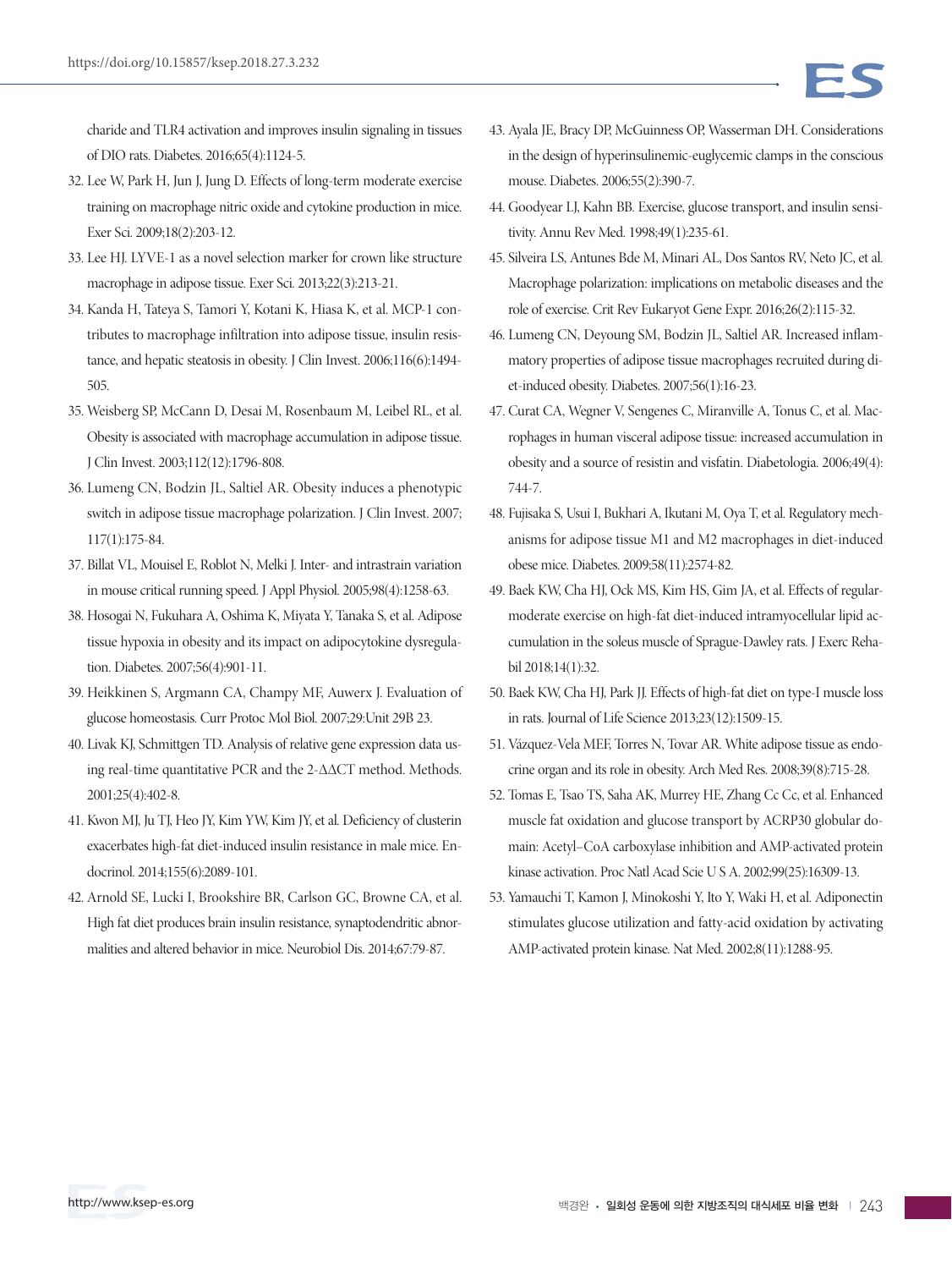charide and TLR4 activation and improves insulin signaling in tissues of DIO rats. Diabetes. 2016;65(4):1124-5.

32. Lee W, Park H, Jun J, Jung D. Effects of long-term moderate exercise training on macrophage nitric oxide and cytokine production in mice. Exer Sci. 2009;18(2):203-12.
33. Lee HJ. LYVE-1 as a novel selection marker for crown like structure macrophage in adipose tissue. Exer Sci. 2013;22(3):213-21.
34. Kanda H, Tateya S, Tamori Y, Kotani K, Hiasa K, et al. MCP-1 contributes to macrophage infiltration into adipose tissue, insulin resistance, and hepatic steatosis in obesity. J Clin Invest. 2006;116(6):1494-505.
35. Weisberg SP, McCann D, Desai M, Rosenbaum M, Leibel RL, et al. Obesity is associated with macrophage accumulation in adipose tissue. J Clin Invest. 2003;112(12):1796-808.
36. Lumeng CN, Bodzin JL, Saltiel AR. Obesity induces a phenotypic switch in adipose tissue macrophage polarization. J Clin Invest. 2007;117(1):175-84.
37. Billat VL, Mouisel E, Roblot N, Melki J. Inter- and intrastrain variation in mouse critical running speed. J Appl Physiol. 2005;98(4):1258-63.
38. Hosogai N, Fukuhara A, Oshima K, Miyata Y, Tanaka S, et al. Adipose tissue hypoxia in obesity and its impact on adipocytokine dysregulation. Diabetes. 2007;56(4):901-11.
39. Heikkinen S, Argmann CA, Champy MF, Auwerx J. Evaluation of glucose homeostasis. Curr Protoc Mol Biol. 2007;29:Unit 29B 23.
40. Livak KJ, Schmittgen TD. Analysis of relative gene expression data using real-time quantitative PCR and the 2-ΔΔCT method. Methods. 2001;25(4):402-8.
41. Kwon MJ, Ju TJ, Heo JY, Kim YW, Kim JY, et al. Deficiency of clusterin exacerbates high-fat diet-induced insulin resistance in male mice. Endocrinol. 2014;155(6):2089-101.
42. Arnold SE, Lucki I, Brookshire BR, Carlson GC, Browne CA, et al. High fat diet produces brain insulin resistance, synaptodendritic abnormalities and altered behavior in mice. Neurobiol Dis. 2014;67:79-87.
43. Ayala JE, Bracy DP, McGuinness OP, Wasserman DH. Considerations in the design of hyperinsulinemic-euglycemic clamps in the conscious mouse. Diabetes. 2006;55(2):390-7.
44. Goodyear LJ, Kahn BB. Exercise, glucose transport, and insulin sensitivity. Annu Rev Med. 1998;49(1):235-61.
45. Silveira LS, Antunes Bde M, Minari AL, Dos Santos RV, Neto JC, et al. Macrophage polarization: implications on metabolic diseases and the role of exercise. Crit Rev Eukaryot Gene Expr. 2016;26(2):115-32.
46. Lumeng CN, Deyoung SM, Bodzin JL, Saltiel AR. Increased inflammatory properties of adipose tissue macrophages recruited during diet-induced obesity. Diabetes. 2007;56(1):16-23.
47. Curat CA, Wegner V, Sengenes C, Miranville A, Tonus C, et al. Macrophages in human visceral adipose tissue: increased accumulation in obesity and a source of resistin and visfatin. Diabetologia. 2006;49(4):744-7.
48. Fujisaka S, Usui I, Bukhari A, Ikutani M, Oya T, et al. Regulatory mechanisms for adipose tissue M1 and M2 macrophages in diet-induced obese mice. Diabetes. 2009;58(11):2574-82.
49. Baek KW, Cha HJ, Ock MS, Kim HS, Gim JA, et al. Effects of regular-moderate exercise on high-fat diet-induced intramyocellular lipid accumulation in the soleus muscle of Sprague-Dawley rats. J Exerc Rehabil 2018;14(1):32.
50. Baek KW, Cha HJ, Park JJ. Effects of high-fat diet on type-I muscle loss in rats. Journal of Life Science 2013;23(12):1509-15.
51. Vázquez-Vela MEF, Torres N, Tovar AR. White adipose tissue as endocrine organ and its role in obesity. Arch Med Res. 2008;39(8):715-28.
52. Tomas E, Tsao TS, Saha AK, Murrey HE, Zhang Cc Cc, et al. Enhanced muscle fat oxidation and glucose transport by ACRP30 globular domain: Acetyl–CoA carboxylase inhibition and AMP-activated protein kinase activation. Proc Natl Acad Scie U S A. 2002;99(25):16309-13.
53. Yamauchi T, Kamon J, Minokoshi Y, Ito Y, Waki H, et al. Adiponectin stimulates glucose utilization and fatty-acid oxidation by activating AMP-activated protein kinase. Nat Med. 2002;8(11):1288-95.